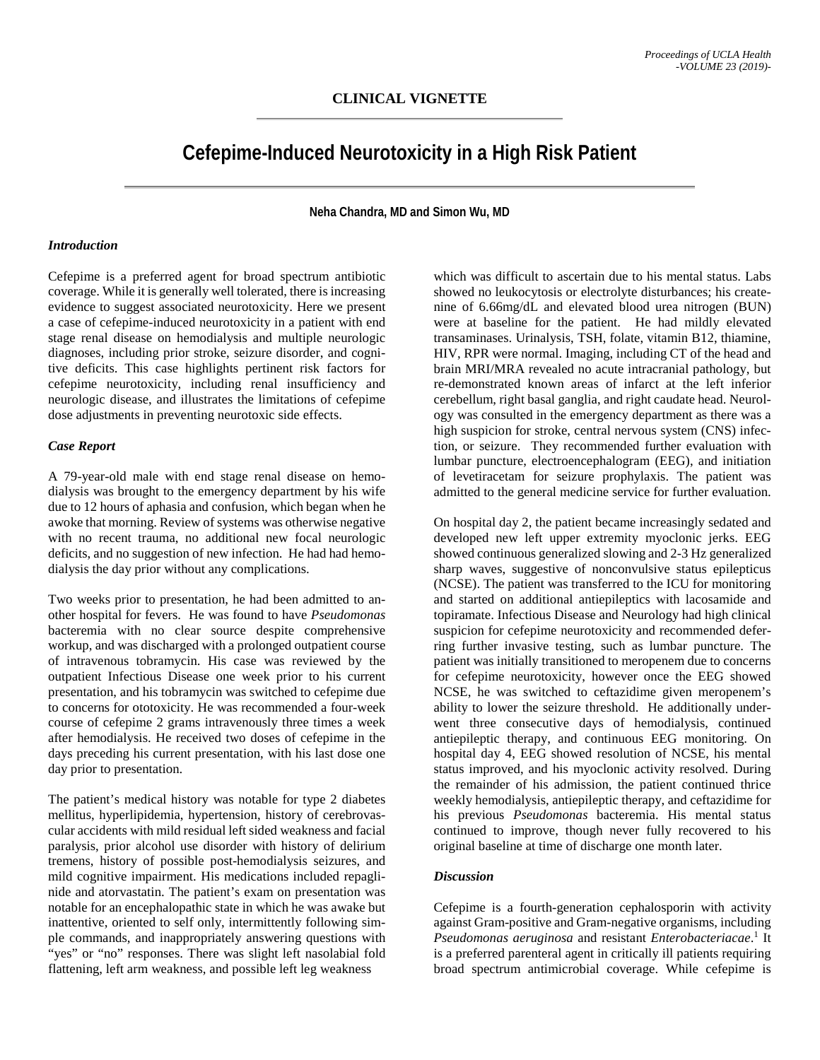## CLINICAL VIGNETTE

# Cefepime-Induced Neurotoxicity in a High Risk Patient

**Neha Chandra, MD and Simon Wu, MD**

### *Introduction*

Cefepime is a preferred agent for broad spectrum antibiotic coverage. While it is generally well tolerated, there is increasing evidence to suggest associated neurotoxicity. Here we present a case of cefepime-induced neurotoxicity in a patient with end stage renal disease on hemodialysis and multiple neurologic diagnoses, including prior stroke, seizure disorder, and cognitive deficits. This case highlights pertinent risk factors for cefepime neurotoxicity, including renal insufficiency and neurologic disease, and illustrates the limitations of cefepime dose adjustments in preventing neurotoxic side effects.

### *Case Report*

A 79-year-old male with end stage renal disease on hemodialysis was brought to the emergency department by his wife due to 12 hours of aphasia and confusion, which began when he awoke that morning. Review of systems was otherwise negative with no recent trauma, no additional new focal neurologic deficits, and no suggestion of new infection. He had had hemodialysis the day prior without any complications.

Two weeks prior to presentation, he had been admitted to another hospital for fevers. He was found to have *Pseudomonas* bacteremia with no clear source despite comprehensive workup, and was discharged with a prolonged outpatient course of intravenous tobramycin. His case was reviewed by the outpatient Infectious Disease one week prior to his current presentation, and his tobramycin was switched to cefepime due to concerns for ototoxicity. He was recommended a four-week course of cefepime 2 grams intravenously three times a week after hemodialysis. He received two doses of cefepime in the days preceding his current presentation, with his last dose one day prior to presentation.

The patient's medical history was notable for type 2 diabetes mellitus, hyperlipidemia, hypertension, history of cerebrovascular accidents with mild residual left sided weakness and facial paralysis, prior alcohol use disorder with history of delirium tremens, history of possible post-hemodialysis seizures, and mild cognitive impairment. His medications included repaglinide and atorvastatin. The patient's exam on presentation was notable for an encephalopathic state in which he was awake but inattentive, oriented to self only, intermittently following simple commands, and inappropriately answering questions with "yes" or "no" responses. There was slight left nasolabial fold flattening, left arm weakness, and possible left leg weakness which was difficult to ascertain due to his mental status. Labs showed no leukocytosis or electrolyte disturbances; his createnine of 6.66mg/dL and elevated blood urea nitrogen (BUN) were at baseline for the patient. He had mildly elevated transaminases. Urinalysis, TSH, folate, vitamin B12, thiamine, HIV, RPR were normal. Imaging, including CT of the head and brain MRI/MRA revealed no acute intracranial pathology, but re-demonstrated known areas of infarct at the left inferior cerebellum, right basal ganglia, and right caudate head. Neurology was consulted in the emergency department as there was a high suspicion for stroke, central nervous system (CNS) infection, or seizure. They recommended further evaluation with lumbar puncture, electroencephalogram (EEG), and initiation of levetiracetam for seizure prophylaxis. The patient was admitted to the general medicine service for further evaluation.

On hospital day 2, the patient became increasingly sedated and developed new left upper extremity myoclonic jerks. EEG showed continuous generalized slowing and 2-3 Hz generalized sharp waves, suggestive of nonconvulsive status epilepticus (NCSE). The patient was transferred to the ICU for monitoring and started on additional antiepileptics with lacosamide and topiramate. Infectious Disease and Neurology had high clinical suspicion for cefepime neurotoxicity and recommended deferring further invasive testing, such as lumbar puncture. The patient was initially transitioned to meropenem due to concerns for cefepime neurotoxicity, however once the EEG showed NCSE, he was switched to ceftazidime given meropenem's ability to lower the seizure threshold. He additionally underwent three consecutive days of hemodialysis, continued antiepileptic therapy, and continuous EEG monitoring. On hospital day 4, EEG showed resolution of NCSE, his mental status improved, and his myoclonic activity resolved. During the remainder of his admission, the patient continued thrice weekly hemodialysis, antiepileptic therapy, and ceftazidime for his previous *Pseudomonas* bacteremia. His mental status continued to improve, though never fully recovered to his original baseline at time of discharge one month later.

### *Discussion*

Cefepime is a fourth-generation cephalosporin with activity against Gram-positive and Gram-negative organisms, including *Pseudomonas aeruginosa* and resistant *Enterobacteriaceae*.[1] It is a preferred parenteral agent in critically ill patients requiring broad spectrum antimicrobial coverage. While cefepime is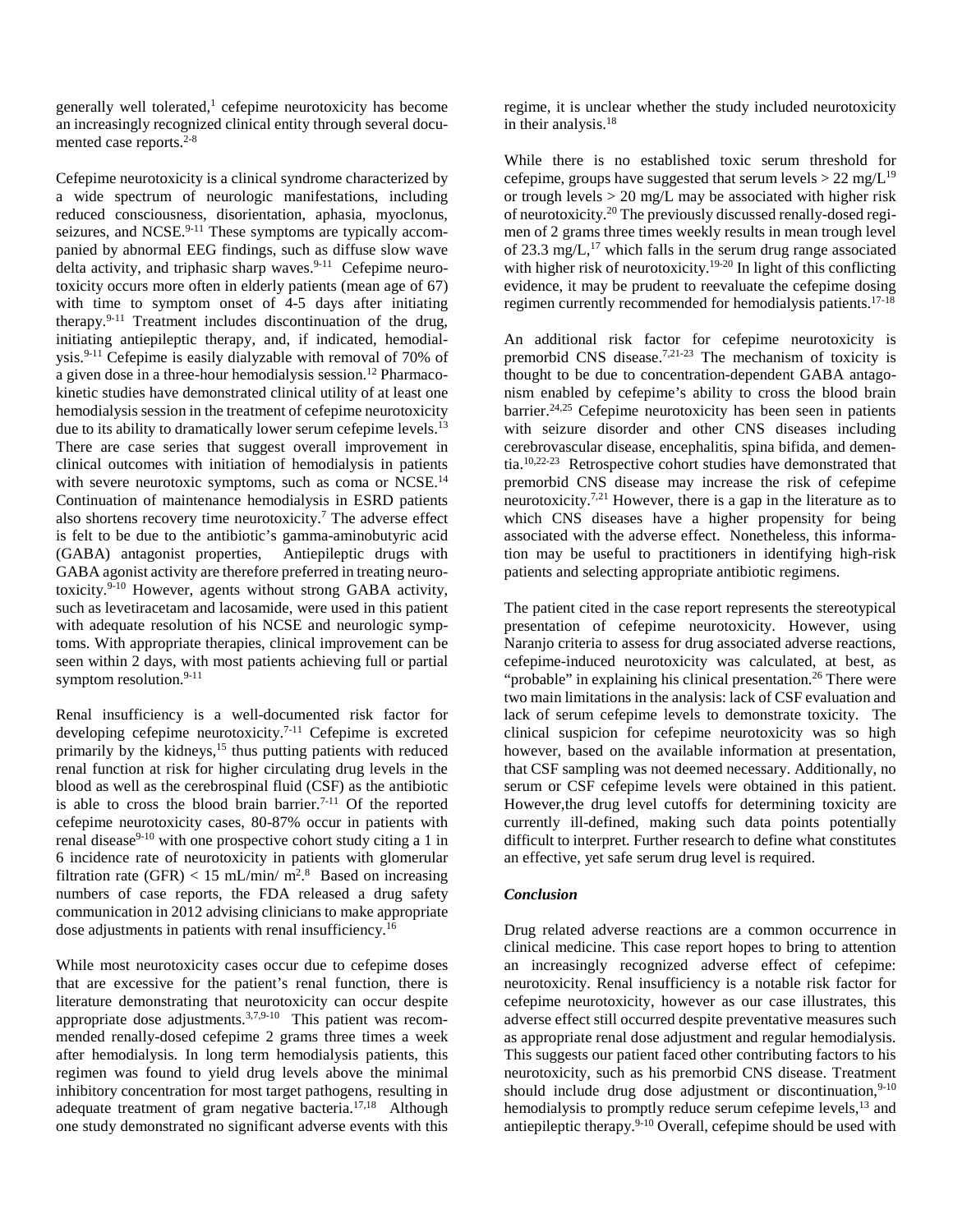generally well tolerated,[1] cefepime neurotoxicity has become an increasingly recognized clinical entity through several documented case reports.[2-8]

Cefepime neurotoxicity is a clinical syndrome characterized by a wide spectrum of neurologic manifestations, including reduced consciousness, disorientation, aphasia, myoclonus, seizures, and NCSE.[9-11] These symptoms are typically accompanied by abnormal EEG findings, such as diffuse slow wave delta activity, and triphasic sharp waves.[9-11] Cefepime neurotoxicity occurs more often in elderly patients (mean age of 67) with time to symptom onset of 4-5 days after initiating therapy.[9-11] Treatment includes discontinuation of the drug, initiating antiepileptic therapy, and, if indicated, hemodialysis.[9-11] Cefepime is easily dialyzable with removal of 70% of a given dose in a three-hour hemodialysis session.[12] Pharmacokinetic studies have demonstrated clinical utility of at least one hemodialysis session in the treatment of cefepime neurotoxicity due to its ability to dramatically lower serum cefepime levels.[13] There are case series that suggest overall improvement in clinical outcomes with initiation of hemodialysis in patients with severe neurotoxic symptoms, such as coma or NCSE.[14] Continuation of maintenance hemodialysis in ESRD patients also shortens recovery time neurotoxicity.[7] The adverse effect is felt to be due to the antibiotic's gamma-aminobutyric acid (GABA) antagonist properties, Antiepileptic drugs with GABA agonist activity are therefore preferred in treating neurotoxicity.[9-10] However, agents without strong GABA activity, such as levetiracetam and lacosamide, were used in this patient with adequate resolution of his NCSE and neurologic symptoms. With appropriate therapies, clinical improvement can be seen within 2 days, with most patients achieving full or partial symptom resolution.[9-11]

Renal insufficiency is a well-documented risk factor for developing cefepime neurotoxicity.[7-11] Cefepime is excreted primarily by the kidneys,[15] thus putting patients with reduced renal function at risk for higher circulating drug levels in the blood as well as the cerebrospinal fluid (CSF) as the antibiotic is able to cross the blood brain barrier.[7-11] Of the reported cefepime neurotoxicity cases, 80-87% occur in patients with renal disease[9-10] with one prospective cohort study citing a 1 in 6 incidence rate of neurotoxicity in patients with glomerular filtration rate (GFR) < 15 mL/min/ $m^2$.[8] Based on increasing numbers of case reports, the FDA released a drug safety communication in 2012 advising clinicians to make appropriate dose adjustments in patients with renal insufficiency.[16]

While most neurotoxicity cases occur due to cefepime doses that are excessive for the patient's renal function, there is literature demonstrating that neurotoxicity can occur despite appropriate dose adjustments.[3,7,9-10] This patient was recommended renally-dosed cefepime 2 grams three times a week after hemodialysis. In long term hemodialysis patients, this regimen was found to yield drug levels above the minimal inhibitory concentration for most target pathogens, resulting in adequate treatment of gram negative bacteria.[17,18] Although one study demonstrated no significant adverse events with this regime, it is unclear whether the study included neurotoxicity in their analysis.[18]

While there is no established toxic serum threshold for cefepime, groups have suggested that serum levels > 22 mg/L[19] or trough levels > 20 mg/L may be associated with higher risk of neurotoxicity.[20] The previously discussed renally-dosed regimen of 2 grams three times weekly results in mean trough level of 23.3 mg/L,[17] which falls in the serum drug range associated with higher risk of neurotoxicity.[19-20] In light of this conflicting evidence, it may be prudent to reevaluate the cefepime dosing regimen currently recommended for hemodialysis patients.[17-18]

An additional risk factor for cefepime neurotoxicity is premorbid CNS disease.[7,21-23] The mechanism of toxicity is thought to be due to concentration-dependent GABA antagonism enabled by cefepime's ability to cross the blood brain barrier.[24,25] Cefepime neurotoxicity has been seen in patients with seizure disorder and other CNS diseases including cerebrovascular disease, encephalitis, spina bifida, and dementia.[10,22-23] Retrospective cohort studies have demonstrated that premorbid CNS disease may increase the risk of cefepime neurotoxicity.[7,21] However, there is a gap in the literature as to which CNS diseases have a higher propensity for being associated with the adverse effect. Nonetheless, this information may be useful to practitioners in identifying high-risk patients and selecting appropriate antibiotic regimens.

The patient cited in the case report represents the stereotypical presentation of cefepime neurotoxicity. However, using Naranjo criteria to assess for drug associated adverse reactions, cefepime-induced neurotoxicity was calculated, at best, as "probable" in explaining his clinical presentation.[26] There were two main limitations in the analysis: lack of CSF evaluation and lack of serum cefepime levels to demonstrate toxicity. The clinical suspicion for cefepime neurotoxicity was so high however, based on the available information at presentation, that CSF sampling was not deemed necessary. Additionally, no serum or CSF cefepime levels were obtained in this patient. However,the drug level cutoffs for determining toxicity are currently ill-defined, making such data points potentially difficult to interpret. Further research to define what constitutes an effective, yet safe serum drug level is required.

### *Conclusion*

Drug related adverse reactions are a common occurrence in clinical medicine. This case report hopes to bring to attention an increasingly recognized adverse effect of cefepime: neurotoxicity. Renal insufficiency is a notable risk factor for cefepime neurotoxicity, however as our case illustrates, this adverse effect still occurred despite preventative measures such as appropriate renal dose adjustment and regular hemodialysis. This suggests our patient faced other contributing factors to his neurotoxicity, such as his premorbid CNS disease. Treatment should include drug dose adjustment or discontinuation,[9-10] hemodialysis to promptly reduce serum cefepime levels,[13] and antiepileptic therapy.[9-10] Overall, cefepime should be used with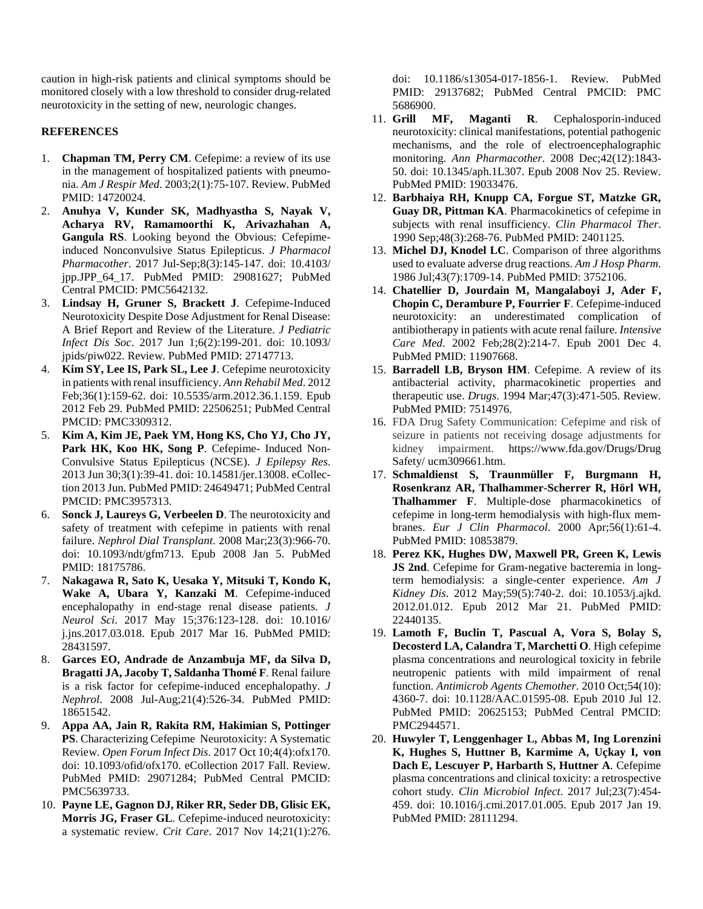caution in high-risk patients and clinical symptoms should be monitored closely with a low threshold to consider drug-related neurotoxicity in the setting of new, neurologic changes.

## REFERENCES

1. **Chapman TM, Perry CM**. Cefepime: a review of its use in the management of hospitalized patients with pneumonia. *Am J Respir Med*. 2003;2(1):75-107. Review. PubMed PMID: 14720024.
2. **Anuhya V, Kunder SK, Madhyastha S, Nayak V, Acharya RV, Ramamoorthi K, Arivazhahan A, Gangula RS**. Looking beyond the Obvious: Cefepime-induced Nonconvulsive Status Epilepticus. *J Pharmacol Pharmacother*. 2017 Jul-Sep;8(3):145-147. doi: 10.4103/jpp.JPP_64_17. PubMed PMID: 29081627; PubMed Central PMCID: PMC5642132.
3. **Lindsay H, Gruner S, Brackett J**. Cefepime-Induced Neurotoxicity Despite Dose Adjustment for Renal Disease: A Brief Report and Review of the Literature. *J Pediatric Infect Dis Soc*. 2017 Jun 1;6(2):199-201. doi: 10.1093/jpids/piw022. Review. PubMed PMID: 27147713.
4. **Kim SY, Lee IS, Park SL, Lee J**. Cefepime neurotoxicity in patients with renal insufficiency. *Ann Rehabil Med*. 2012 Feb;36(1):159-62. doi: 10.5535/arm.2012.36.1.159. Epub 2012 Feb 29. PubMed PMID: 22506251; PubMed Central PMCID: PMC3309312.
5. **Kim A, Kim JE, Paek YM, Hong KS, Cho YJ, Cho JY, Park HK, Koo HK, Song P**. Cefepime- Induced Non-Convulsive Status Epilepticus (NCSE). *J Epilepsy Res*. 2013 Jun 30;3(1):39-41. doi: 10.14581/jer.13008. eCollection 2013 Jun. PubMed PMID: 24649471; PubMed Central PMCID: PMC3957313.
6. **Sonck J, Laureys G, Verbeelen D**. The neurotoxicity and safety of treatment with cefepime in patients with renal failure. *Nephrol Dial Transplant*. 2008 Mar;23(3):966-70. doi: 10.1093/ndt/gfm713. Epub 2008 Jan 5. PubMed PMID: 18175786.
7. **Nakagawa R, Sato K, Uesaka Y, Mitsuki T, Kondo K, Wake A, Ubara Y, Kanzaki M**. Cefepime-induced encephalopathy in end-stage renal disease patients. *J Neurol Sci*. 2017 May 15;376:123-128. doi: 10.1016/j.jns.2017.03.018. Epub 2017 Mar 16. PubMed PMID: 28431597.
8. **Garces EO, Andrade de Anzambuja MF, da Silva D, Bragatti JA, Jacoby T, Saldanha Thomé F**. Renal failure is a risk factor for cefepime-induced encephalopathy. *J Nephrol*. 2008 Jul-Aug;21(4):526-34. PubMed PMID: 18651542.
9. **Appa AA, Jain R, Rakita RM, Hakimian S, Pottinger PS**. Characterizing Cefepime Neurotoxicity: A Systematic Review. *Open Forum Infect Dis*. 2017 Oct 10;4(4):ofx170. doi: 10.1093/ofid/ofx170. eCollection 2017 Fall. Review. PubMed PMID: 29071284; PubMed Central PMCID: PMC5639733.
10. **Payne LE, Gagnon DJ, Riker RR, Seder DB, Glisic EK, Morris JG, Fraser GL**. Cefepime-induced neurotoxicity: a systematic review. *Crit Care*. 2017 Nov 14;21(1):276. doi: 10.1186/s13054-017-1856-1. Review. PubMed PMID: 29137682; PubMed Central PMCID: PMC 5686900.
11. **Grill MF, Maganti R**. Cephalosporin-induced neurotoxicity: clinical manifestations, potential pathogenic mechanisms, and the role of electroencephalographic monitoring. *Ann Pharmacother*. 2008 Dec;42(12):1843-50. doi: 10.1345/aph.1L307. Epub 2008 Nov 25. Review. PubMed PMID: 19033476.
12. **Barbhaiya RH, Knupp CA, Forgue ST, Matzke GR, Guay DR, Pittman KA**. Pharmacokinetics of cefepime in subjects with renal insufficiency. *Clin Pharmacol Ther*. 1990 Sep;48(3):268-76. PubMed PMID: 2401125.
13. **Michel DJ, Knodel LC**. Comparison of three algorithms used to evaluate adverse drug reactions. *Am J Hosp Pharm*. 1986 Jul;43(7):1709-14. PubMed PMID: 3752106.
14. **Chatellier D, Jourdain M, Mangalaboyi J, Ader F, Chopin C, Derambure P, Fourrier F**. Cefepime-induced neurotoxicity: an underestimated complication of antibiotherapy in patients with acute renal failure. *Intensive Care Med*. 2002 Feb;28(2):214-7. Epub 2001 Dec 4. PubMed PMID: 11907668.
15. **Barradell LB, Bryson HM**. Cefepime. A review of its antibacterial activity, pharmacokinetic properties and therapeutic use. *Drugs*. 1994 Mar;47(3):471-505. Review. PubMed PMID: 7514976.
16. FDA Drug Safety Communication: Cefepime and risk of seizure in patients not receiving dosage adjustments for kidney impairment. https://www.fda.gov/Drugs/DrugSafety/ ucm309661.htm.
17. **Schmaldienst S, Traunmüller F, Burgmann H, Rosenkranz AR, Thalhammer-Scherrer R, Hörl WH, Thalhammer F**. Multiple-dose pharmacokinetics of cefepime in long-term hemodialysis with high-flux membranes. *Eur J Clin Pharmacol*. 2000 Apr;56(1):61-4. PubMed PMID: 10853879.
18. **Perez KK, Hughes DW, Maxwell PR, Green K, Lewis JS 2nd**. Cefepime for Gram-negative bacteremia in long-term hemodialysis: a single-center experience. *Am J Kidney Dis*. 2012 May;59(5):740-2. doi: 10.1053/j.ajkd.2012.01.012. Epub 2012 Mar 21. PubMed PMID: 22440135.
19. **Lamoth F, Buclin T, Pascual A, Vora S, Bolay S, Decosterd LA, Calandra T, Marchetti O**. High cefepime plasma concentrations and neurological toxicity in febrile neutropenic patients with mild impairment of renal function. *Antimicrob Agents Chemother*. 2010 Oct;54(10):4360-7. doi: 10.1128/AAC.01595-08. Epub 2010 Jul 12. PubMed PMID: 20625153; PubMed Central PMCID: PMC2944571.
20. **Huwyler T, Lenggenhager L, Abbas M, Ing Lorenzini K, Hughes S, Huttner B, Karmime A, Uçkay I, von Dach E, Lescuyer P, Harbarth S, Huttner A**. Cefepime plasma concentrations and clinical toxicity: a retrospective cohort study. *Clin Microbiol Infect*. 2017 Jul;23(7):454-459. doi: 10.1016/j.cmi.2017.01.005. Epub 2017 Jan 19. PubMed PMID: 28111294.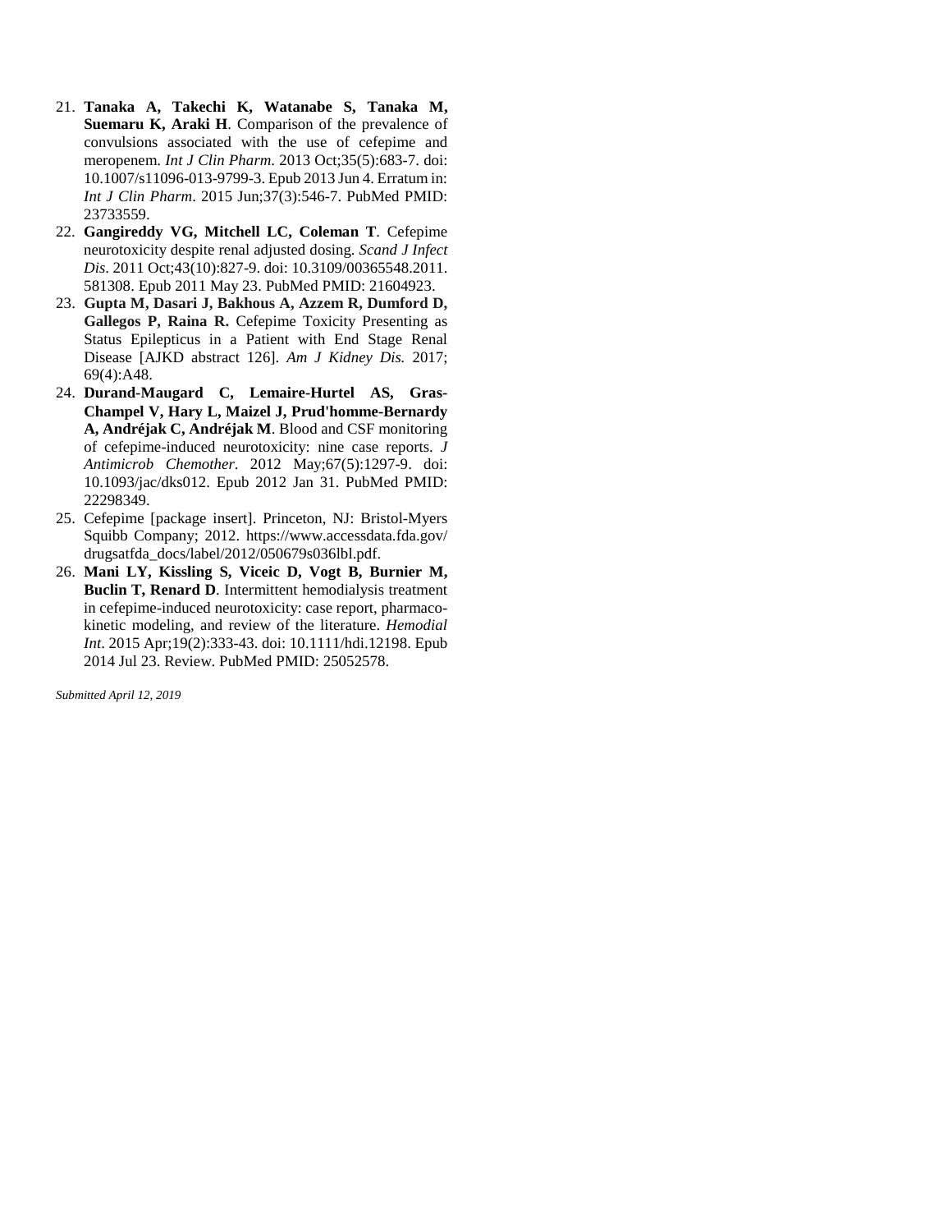21. **Tanaka A, Takechi K, Watanabe S, Tanaka M, Suemaru K, Araki H**. Comparison of the prevalence of convulsions associated with the use of cefepime and meropenem. *Int J Clin Pharm*. 2013 Oct;35(5):683-7. doi: 10.1007/s11096-013-9799-3. Epub 2013 Jun 4. Erratum in: *Int J Clin Pharm*. 2015 Jun;37(3):546-7. PubMed PMID: 23733559.
22. **Gangireddy VG, Mitchell LC, Coleman T**. Cefepime neurotoxicity despite renal adjusted dosing. *Scand J Infect Dis*. 2011 Oct;43(10):827-9. doi: 10.3109/00365548.2011.581308. Epub 2011 May 23. PubMed PMID: 21604923.
23. **Gupta M, Dasari J, Bakhous A, Azzem R, Dumford D, Gallegos P, Raina R.** Cefepime Toxicity Presenting as Status Epilepticus in a Patient with End Stage Renal Disease [AJKD abstract 126]. *Am J Kidney Dis.* 2017; 69(4):A48.
24. **Durand-Maugard C, Lemaire-Hurtel AS, Gras-Champel V, Hary L, Maizel J, Prud'homme-Bernardy A, Andréjak C, Andréjak M**. Blood and CSF monitoring of cefepime-induced neurotoxicity: nine case reports. *J Antimicrob Chemother*. 2012 May;67(5):1297-9. doi: 10.1093/jac/dks012. Epub 2012 Jan 31. PubMed PMID: 22298349.
25. Cefepime [package insert]. Princeton, NJ: Bristol-Myers Squibb Company; 2012. https://www.accessdata.fda.gov/drugsatfda_docs/label/2012/050679s036lbl.pdf.
26. **Mani LY, Kissling S, Viceic D, Vogt B, Burnier M, Buclin T, Renard D**. Intermittent hemodialysis treatment in cefepime-induced neurotoxicity: case report, pharmacokinetic modeling, and review of the literature. *Hemodial Int*. 2015 Apr;19(2):333-43. doi: 10.1111/hdi.12198. Epub 2014 Jul 23. Review. PubMed PMID: 25052578.

*Submitted April 12, 2019*